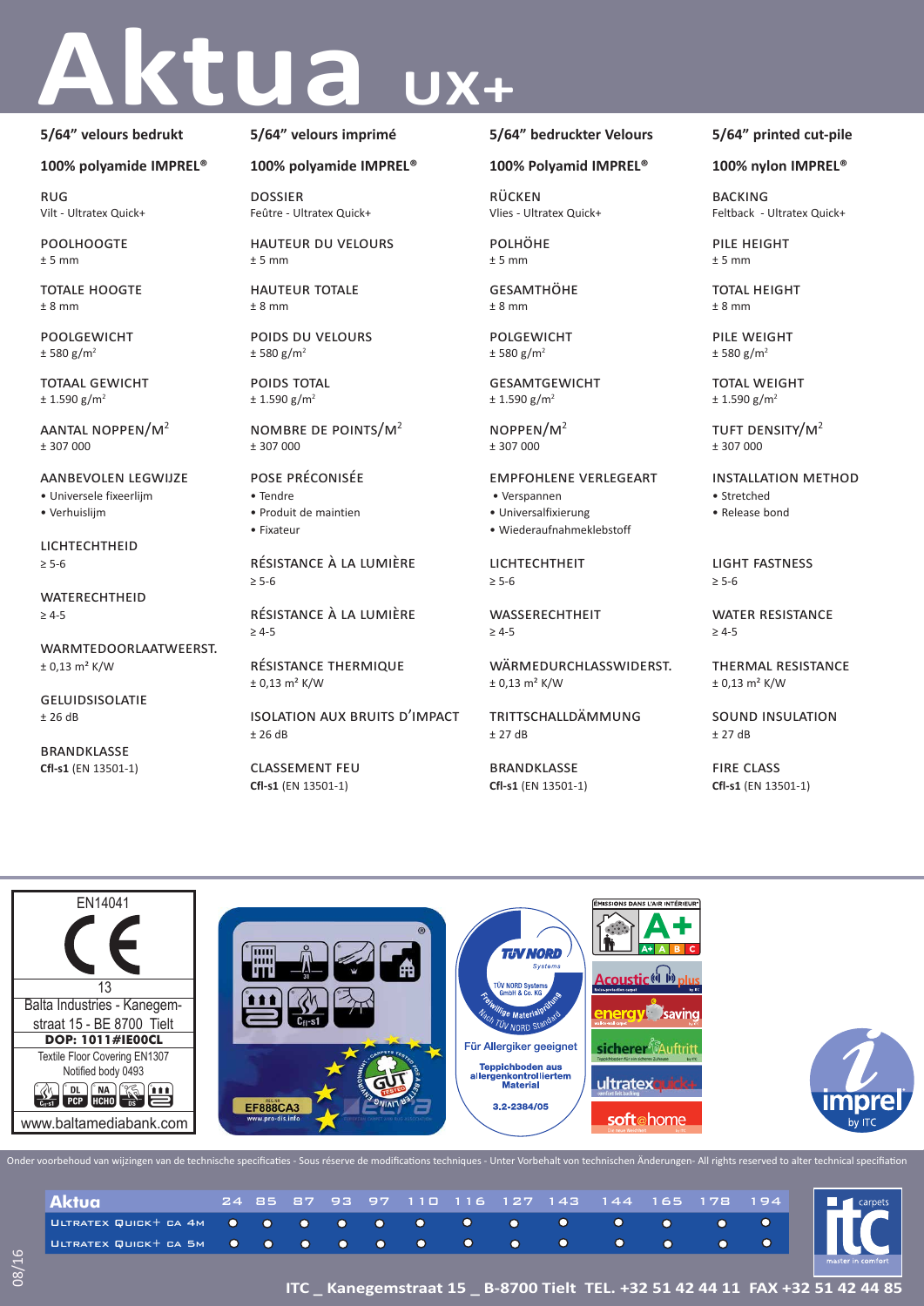# Aktua UX+

## 5/64" velours bedrukt

**100% polyamide IMPREL®**

RUG
Vilt - Ultratex Quick+

POOLHOOGTE
± 5 mm

TOTALE HOOGTE
± 8 mm

POOLGEWICHT
± 580 g/m²

TOTAAL GEWICHT
± 1.590 g/m²

AANTAL NOPPEN/M²
± 307 000

AANBEVOLEN LEGWIJZE
- Universele fixeerlijm
- Verhuislijm

LICHTECHTHEID
≥ 5-6

WATERECHTHEID
≥ 4-5

WARMTEDOORLAATWEERST.
± 0,13 m² K/W

GELUIDSISOLATIE
± 26 dB

BRANDKLASSE
**Cfl-s1** (EN 13501-1)

## 5/64" velours imprimé

**100% polyamide IMPREL®**

DOSSIER
Feûtre - Ultratex Quick+

HAUTEUR DU VELOURS
± 5 mm

HAUTEUR TOTALE
± 8 mm

POIDS DU VELOURS
± 580 g/m²

POIDS TOTAL
± 1.590 g/m²

NOMBRE DE POINTS/M²
± 307 000

POSE PRÉCONISÉE
- Tendre
- Produit de maintien
- Fixateur

RÉSISTANCE À LA LUMIÈRE
≥ 5-6

RÉSISTANCE À LA LUMIÈRE
≥ 4-5

RÉSISTANCE THERMIQUE
± 0,13 m² K/W

ISOLATION AUX BRUITS D'IMPACT
± 26 dB

CLASSEMENT FEU
**Cfl-s1** (EN 13501-1)

## 5/64" bedruckter Velours

**100% Polyamid IMPREL®**

RÜCKEN
Vlies - Ultratex Quick+

POLHÖHE
± 5 mm

GESAMTHÖHE
± 8 mm

POLGEWICHT
± 580 g/m²

GESAMTGEWICHT
± 1.590 g/m²

NOPPEN/M²
± 307 000

EMPFOHLENE VERLEGEART
- Verspannen
- Universalfixierung
- Wiederaufnahmeklebstoff

LICHTECHTHEIT
≥ 5-6

WASSERECHTHEIT
≥ 4-5

WÄRMEDURCHLASSWIDERST.
± 0,13 m² K/W

TRITTSCHALLDÄMMUNG
± 27 dB

BRANDKLASSE
**Cfl-s1** (EN 13501-1)

## 5/64" printed cut-pile

**100% nylon IMPREL®**

BACKING
Feltback - Ultratex Quick+

PILE HEIGHT
± 5 mm

TOTAL HEIGHT
± 8 mm

PILE WEIGHT
± 580 g/m²

TOTAL WEIGHT
± 1.590 g/m²

TUFT DENSITY/M²
± 307 000

INSTALLATION METHOD
- Stretched
- Release bond

LIGHT FASTNESS
≥ 5-6

WATER RESISTANCE
≥ 4-5

THERMAL RESISTANCE
± 0,13 m² K/W

SOUND INSULATION
± 27 dB

FIRE CLASS
**Cfl-s1** (EN 13501-1)

EN14041
CE
13
Balta Industries - Kanegemstraat 15 - BE 8700 Tielt
**DOP: 1011#IE00CL**
Textile Floor Covering EN1307
Notified body 0493
www.baltamediabank.com

EF888CA3
www.pro-dis.info

TÜV NORD Systems GmbH & Co. KG
Freiwillige Materialprüfung nach TÜV NORD Standard
Für Allergiker geeignet
Teppichboden aus allergenkontrolliertem Material
3.2-2384/05

Émissions dans l'air intérieur A+
Acoustic plus
energy saving
sicherer Auftritt
ultratex quick+
soft@home

imprel by ITC

Onder voorbehoud van wijzingen van de technische specificaties - Sous réserve de modifications techniques - Unter Vorbehalt von technischen Änderungen- All rights reserved to alter technical specifiation

| Aktua | 24 | 85 | 87 | 93 | 97 | 110 | 116 | 127 | 143 | 144 | 165 | 178 | 194 |
|---|---|---|---|---|---|---|---|---|---|---|---|---|---|
| Ultratex Quick+ ca 4m | ● | ● | ● | ● | ● | ● | ● | ● | ● | ● | ● | ● | ● |
| Ultratex Quick+ ca 5m | ● | ● | ● | ● | ● | ● | ● | ● | ● | ● | ● | ● | ● |

08/16

ITC carpets – master in comfort

ITC _ Kanegemstraat 15 _ B-8700 Tielt TEL. +32 51 42 44 11 FAX +32 51 42 44 85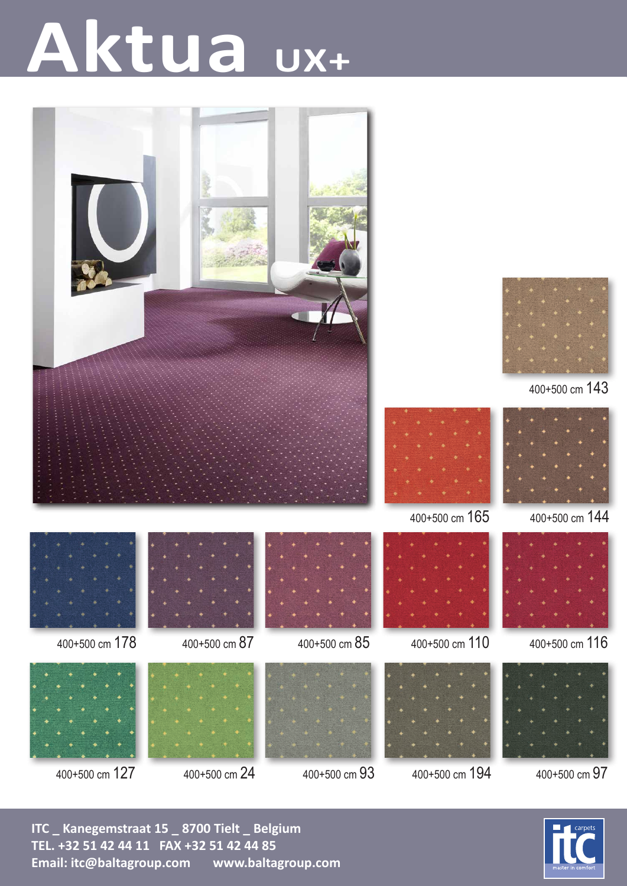# Aktua UX+

400+500 cm 143

400+500 cm 165

400+500 cm 144

400+500 cm 178

400+500 cm 87

400+500 cm 85

400+500 cm 110

400+500 cm 116

400+500 cm 127

400+500 cm 24

400+500 cm 93

400+500 cm 194

400+500 cm 97

**ITC _ Kanegemstraat 15 _ 8700 Tielt _ Belgium**
**TEL. +32 51 42 44 11 FAX +32 51 42 44 85**
**Email: itc@baltagroup.com www.baltagroup.com**

itc carpets
master in comfort